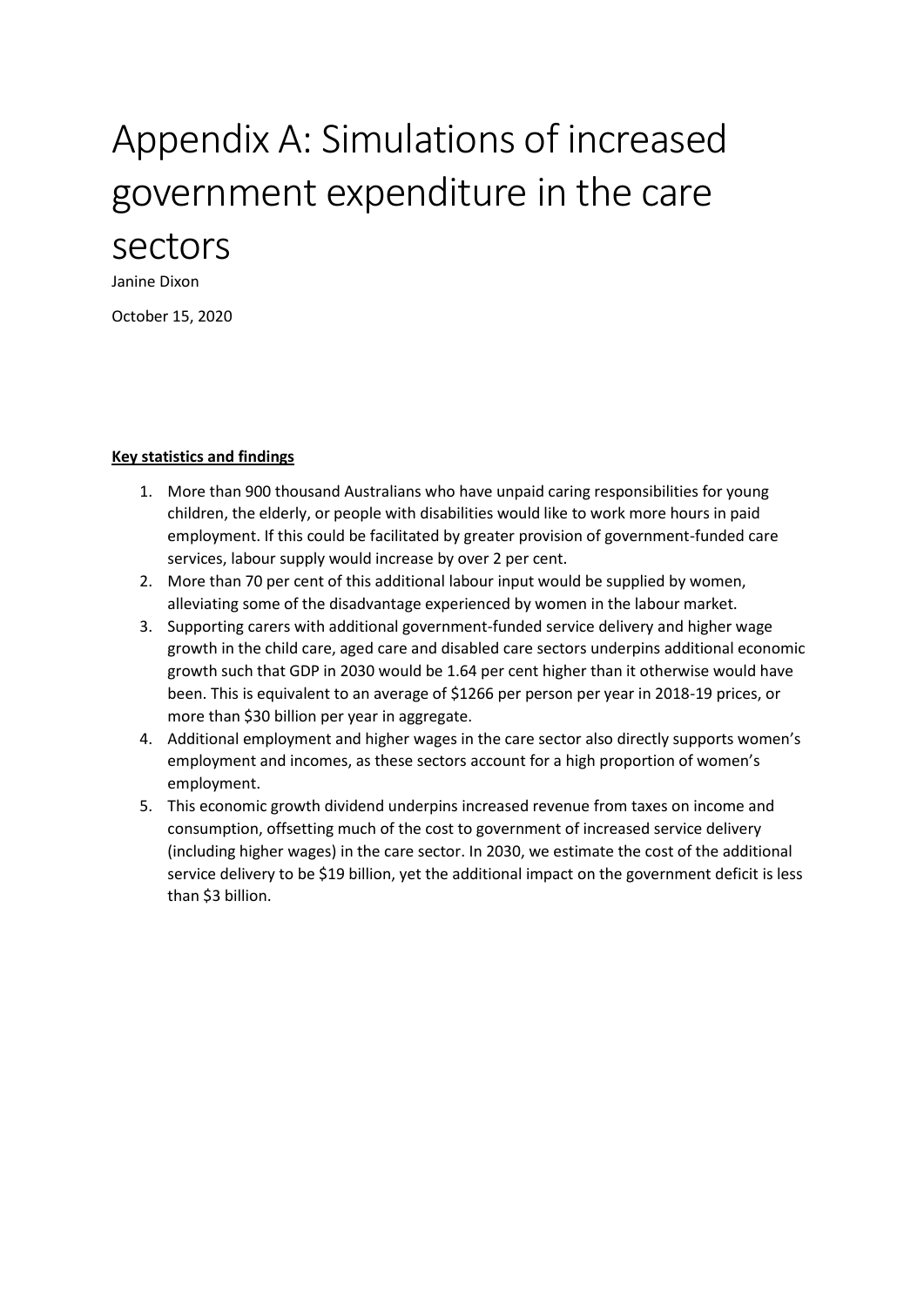# Appendix A: Simulations of increased government expenditure in the care sectors

Janine Dixon

October 15, 2020

**Key statistics and findings**

1. More than 900 thousand Australians who have unpaid caring responsibilities for young children, the elderly, or people with disabilities would like to work more hours in paid employment. If this could be facilitated by greater provision of government-funded care services, labour supply would increase by over 2 per cent.
2. More than 70 per cent of this additional labour input would be supplied by women, alleviating some of the disadvantage experienced by women in the labour market.
3. Supporting carers with additional government-funded service delivery and higher wage growth in the child care, aged care and disabled care sectors underpins additional economic growth such that GDP in 2030 would be 1.64 per cent higher than it otherwise would have been. This is equivalent to an average of $1266 per person per year in 2018-19 prices, or more than $30 billion per year in aggregate.
4. Additional employment and higher wages in the care sector also directly supports women's employment and incomes, as these sectors account for a high proportion of women's employment.
5. This economic growth dividend underpins increased revenue from taxes on income and consumption, offsetting much of the cost to government of increased service delivery (including higher wages) in the care sector. In 2030, we estimate the cost of the additional service delivery to be $19 billion, yet the additional impact on the government deficit is less than $3 billion.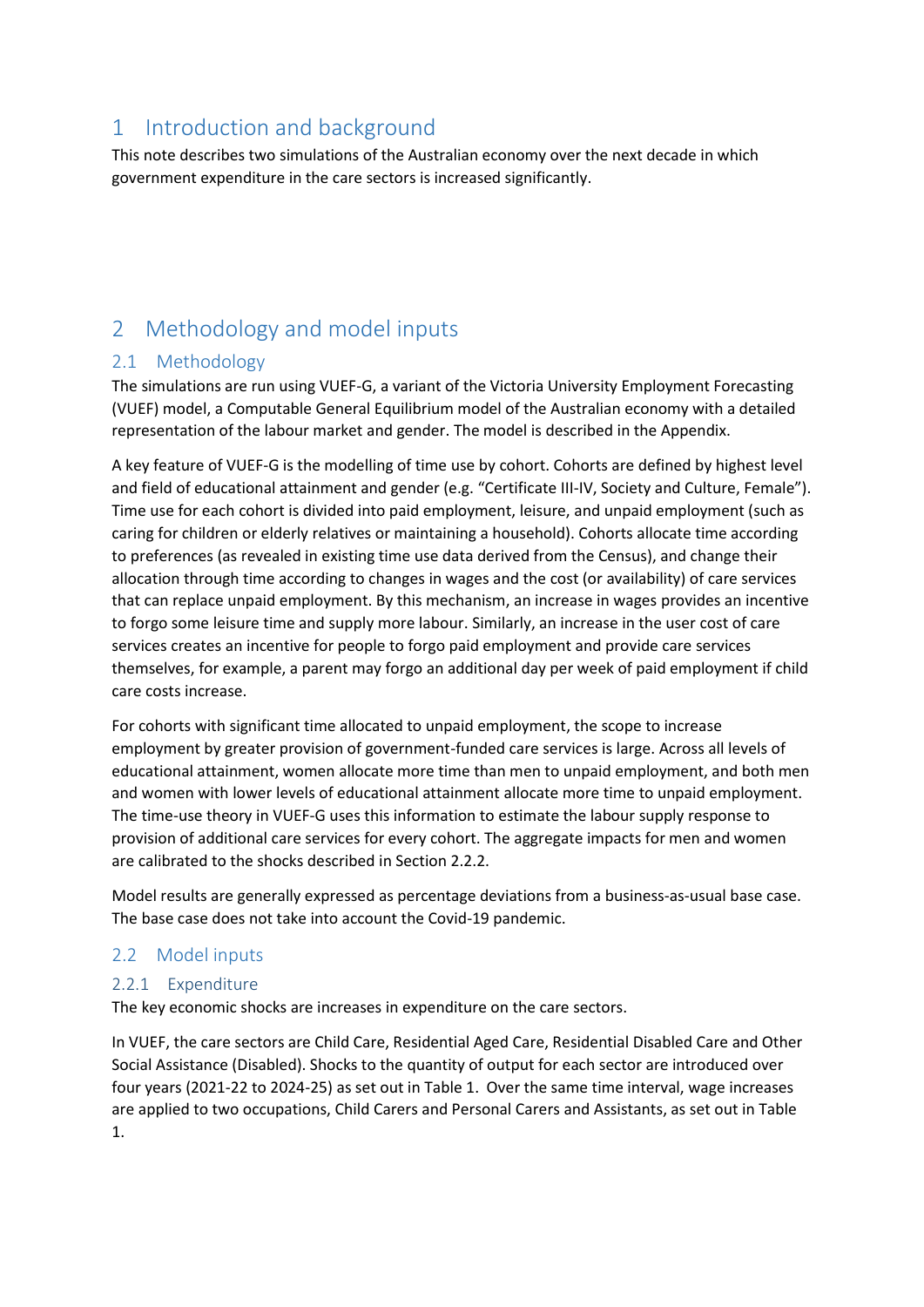# 1 Introduction and background

This note describes two simulations of the Australian economy over the next decade in which government expenditure in the care sectors is increased significantly.

# 2 Methodology and model inputs

## 2.1 Methodology

The simulations are run using VUEF-G, a variant of the Victoria University Employment Forecasting (VUEF) model, a Computable General Equilibrium model of the Australian economy with a detailed representation of the labour market and gender. The model is described in the Appendix.

A key feature of VUEF-G is the modelling of time use by cohort. Cohorts are defined by highest level and field of educational attainment and gender (e.g. "Certificate III-IV, Society and Culture, Female"). Time use for each cohort is divided into paid employment, leisure, and unpaid employment (such as caring for children or elderly relatives or maintaining a household). Cohorts allocate time according to preferences (as revealed in existing time use data derived from the Census), and change their allocation through time according to changes in wages and the cost (or availability) of care services that can replace unpaid employment. By this mechanism, an increase in wages provides an incentive to forgo some leisure time and supply more labour. Similarly, an increase in the user cost of care services creates an incentive for people to forgo paid employment and provide care services themselves, for example, a parent may forgo an additional day per week of paid employment if child care costs increase.

For cohorts with significant time allocated to unpaid employment, the scope to increase employment by greater provision of government-funded care services is large. Across all levels of educational attainment, women allocate more time than men to unpaid employment, and both men and women with lower levels of educational attainment allocate more time to unpaid employment. The time-use theory in VUEF-G uses this information to estimate the labour supply response to provision of additional care services for every cohort. The aggregate impacts for men and women are calibrated to the shocks described in Section 2.2.2.

Model results are generally expressed as percentage deviations from a business-as-usual base case. The base case does not take into account the Covid-19 pandemic.

## 2.2 Model inputs

### 2.2.1 Expenditure

The key economic shocks are increases in expenditure on the care sectors.

In VUEF, the care sectors are Child Care, Residential Aged Care, Residential Disabled Care and Other Social Assistance (Disabled). Shocks to the quantity of output for each sector are introduced over four years (2021-22 to 2024-25) as set out in Table 1. Over the same time interval, wage increases are applied to two occupations, Child Carers and Personal Carers and Assistants, as set out in Table 1.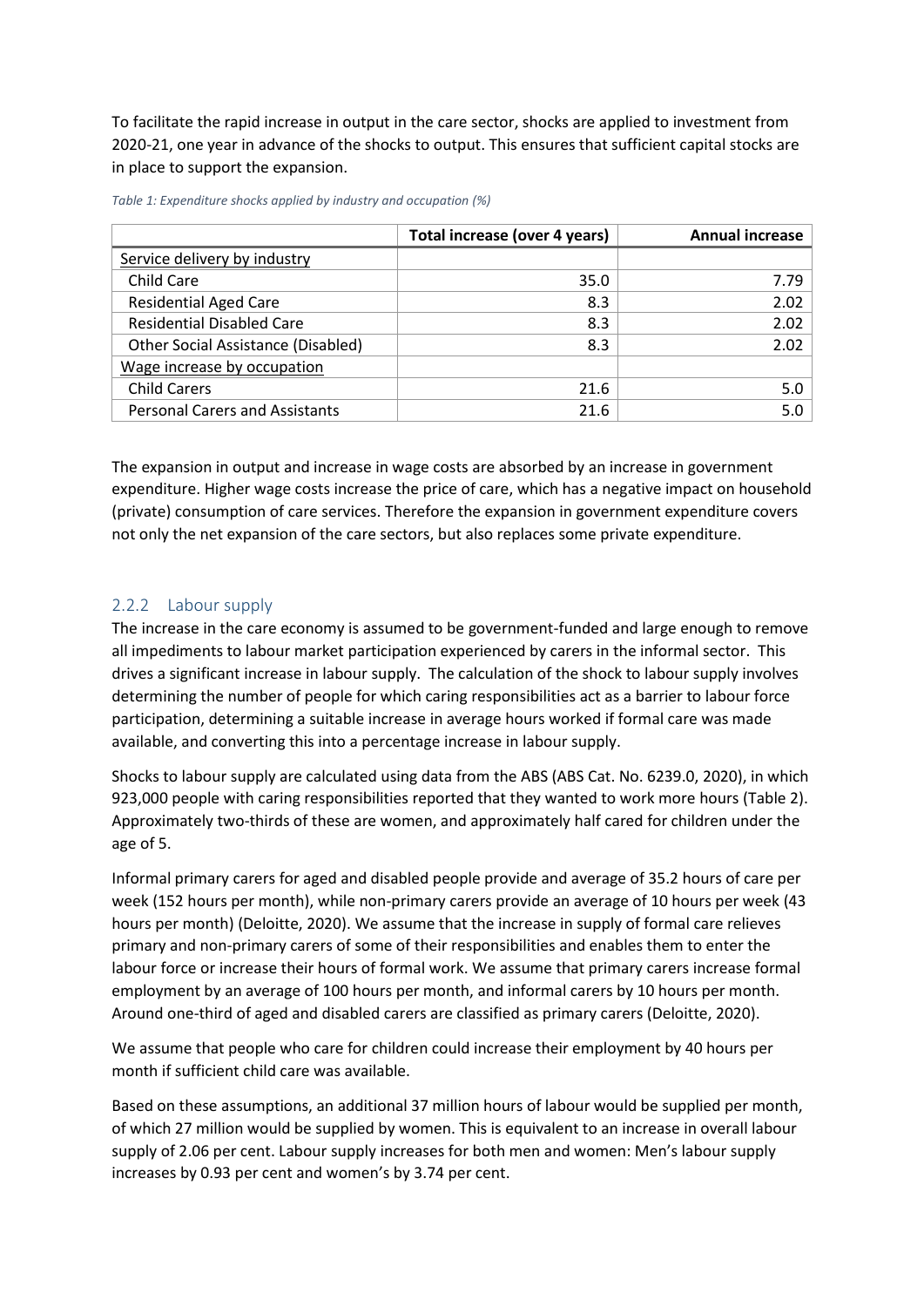To facilitate the rapid increase in output in the care sector, shocks are applied to investment from 2020-21, one year in advance of the shocks to output. This ensures that sufficient capital stocks are in place to support the expansion.

*Table 1: Expenditure shocks applied by industry and occupation (%)*

| | Total increase (over 4 years) | Annual increase |
|---|---:|---:|
| Service delivery by industry | | |
| Child Care | 35.0 | 7.79 |
| Residential Aged Care | 8.3 | 2.02 |
| Residential Disabled Care | 8.3 | 2.02 |
| Other Social Assistance (Disabled) | 8.3 | 2.02 |
| Wage increase by occupation | | |
| Child Carers | 21.6 | 5.0 |
| Personal Carers and Assistants | 21.6 | 5.0 |

The expansion in output and increase in wage costs are absorbed by an increase in government expenditure. Higher wage costs increase the price of care, which has a negative impact on household (private) consumption of care services. Therefore the expansion in government expenditure covers not only the net expansion of the care sectors, but also replaces some private expenditure.

### 2.2.2 Labour supply

The increase in the care economy is assumed to be government-funded and large enough to remove all impediments to labour market participation experienced by carers in the informal sector. This drives a significant increase in labour supply. The calculation of the shock to labour supply involves determining the number of people for which caring responsibilities act as a barrier to labour force participation, determining a suitable increase in average hours worked if formal care was made available, and converting this into a percentage increase in labour supply.

Shocks to labour supply are calculated using data from the ABS (ABS Cat. No. 6239.0, 2020), in which 923,000 people with caring responsibilities reported that they wanted to work more hours (Table 2). Approximately two-thirds of these are women, and approximately half cared for children under the age of 5.

Informal primary carers for aged and disabled people provide and average of 35.2 hours of care per week (152 hours per month), while non-primary carers provide an average of 10 hours per week (43 hours per month) (Deloitte, 2020). We assume that the increase in supply of formal care relieves primary and non-primary carers of some of their responsibilities and enables them to enter the labour force or increase their hours of formal work. We assume that primary carers increase formal employment by an average of 100 hours per month, and informal carers by 10 hours per month. Around one-third of aged and disabled carers are classified as primary carers (Deloitte, 2020).

We assume that people who care for children could increase their employment by 40 hours per month if sufficient child care was available.

Based on these assumptions, an additional 37 million hours of labour would be supplied per month, of which 27 million would be supplied by women. This is equivalent to an increase in overall labour supply of 2.06 per cent. Labour supply increases for both men and women: Men's labour supply increases by 0.93 per cent and women's by 3.74 per cent.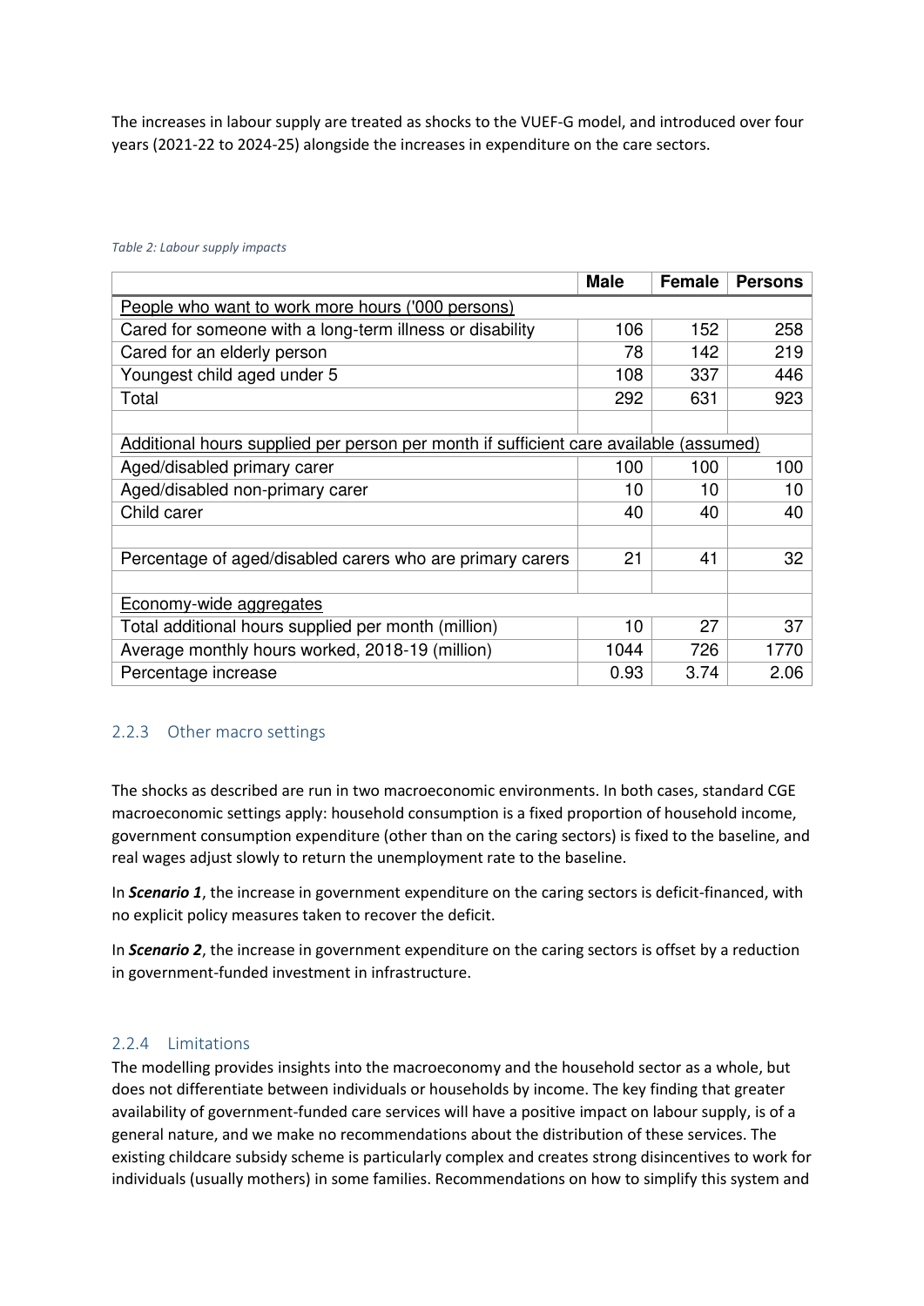The increases in labour supply are treated as shocks to the VUEF-G model, and introduced over four years (2021-22 to 2024-25) alongside the increases in expenditure on the care sectors.

*Table 2: Labour supply impacts*

| | Male | Female | Persons |
|---|---|---|---|
| People who want to work more hours ('000 persons) | | | |
| Cared for someone with a long-term illness or disability | 106 | 152 | 258 |
| Cared for an elderly person | 78 | 142 | 219 |
| Youngest child aged under 5 | 108 | 337 | 446 |
| Total | 292 | 631 | 923 |
| | | | |
| Additional hours supplied per person per month if sufficient care available (assumed) | | | |
| Aged/disabled primary carer | 100 | 100 | 100 |
| Aged/disabled non-primary carer | 10 | 10 | 10 |
| Child carer | 40 | 40 | 40 |
| | | | |
| Percentage of aged/disabled carers who are primary carers | 21 | 41 | 32 |
| | | | |
| Economy-wide aggregates | | | |
| Total additional hours supplied per month (million) | 10 | 27 | 37 |
| Average monthly hours worked, 2018-19 (million) | 1044 | 726 | 1770 |
| Percentage increase | 0.93 | 3.74 | 2.06 |

### 2.2.3 Other macro settings

The shocks as described are run in two macroeconomic environments. In both cases, standard CGE macroeconomic settings apply: household consumption is a fixed proportion of household income, government consumption expenditure (other than on the caring sectors) is fixed to the baseline, and real wages adjust slowly to return the unemployment rate to the baseline.

In ***Scenario 1***, the increase in government expenditure on the caring sectors is deficit-financed, with no explicit policy measures taken to recover the deficit.

In ***Scenario 2***, the increase in government expenditure on the caring sectors is offset by a reduction in government-funded investment in infrastructure.

### 2.2.4 Limitations

The modelling provides insights into the macroeconomy and the household sector as a whole, but does not differentiate between individuals or households by income. The key finding that greater availability of government-funded care services will have a positive impact on labour supply, is of a general nature, and we make no recommendations about the distribution of these services. The existing childcare subsidy scheme is particularly complex and creates strong disincentives to work for individuals (usually mothers) in some families. Recommendations on how to simplify this system and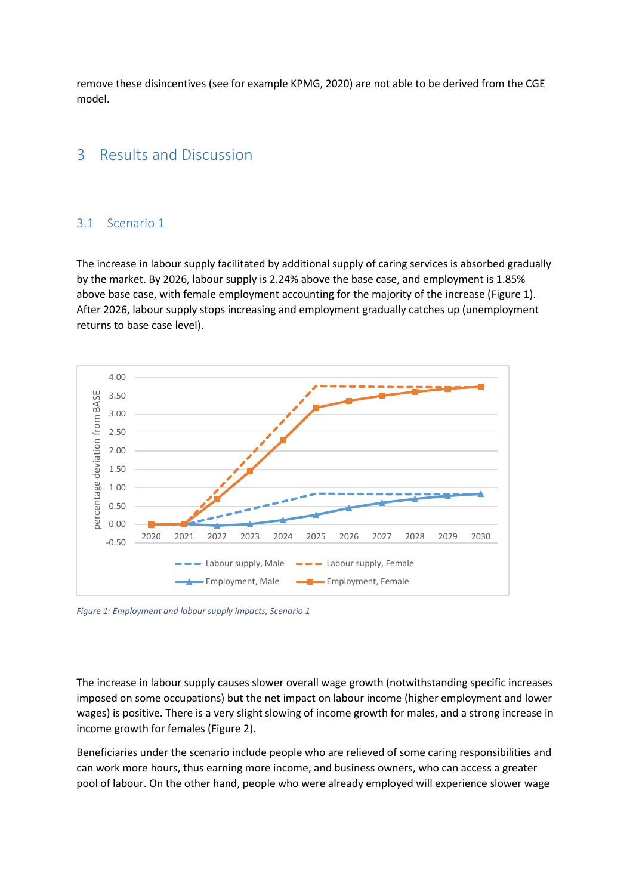remove these disincentives (see for example KPMG, 2020) are not able to be derived from the CGE model.

# 3 Results and Discussion

## 3.1 Scenario 1

The increase in labour supply facilitated by additional supply of caring services is absorbed gradually by the market. By 2026, labour supply is 2.24% above the base case, and employment is 1.85% above base case, with female employment accounting for the majority of the increase (Figure 1). After 2026, labour supply stops increasing and employment gradually catches up (unemployment returns to base case level).

*Figure 1: Employment and labour supply impacts, Scenario 1*

The increase in labour supply causes slower overall wage growth (notwithstanding specific increases imposed on some occupations) but the net impact on labour income (higher employment and lower wages) is positive. There is a very slight slowing of income growth for males, and a strong increase in income growth for females (Figure 2).

Beneficiaries under the scenario include people who are relieved of some caring responsibilities and can work more hours, thus earning more income, and business owners, who can access a greater pool of labour. On the other hand, people who were already employed will experience slower wage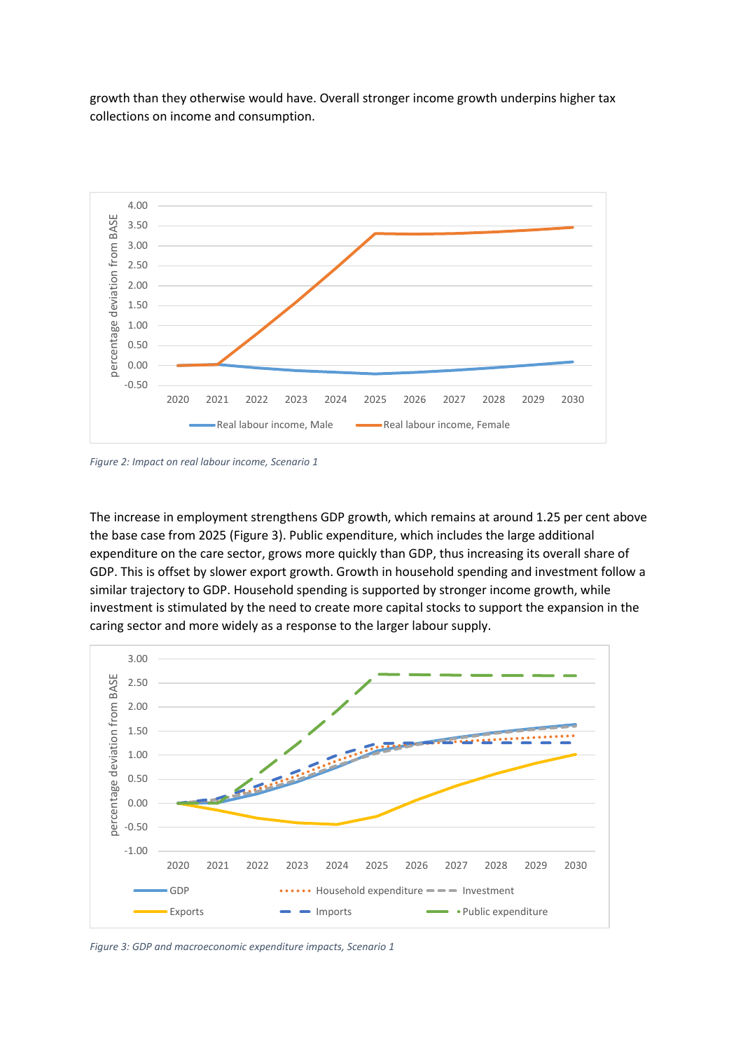growth than they otherwise would have. Overall stronger income growth underpins higher tax collections on income and consumption.

*Figure 2: Impact on real labour income, Scenario 1*

The increase in employment strengthens GDP growth, which remains at around 1.25 per cent above the base case from 2025 (Figure 3). Public expenditure, which includes the large additional expenditure on the care sector, grows more quickly than GDP, thus increasing its overall share of GDP. This is offset by slower export growth. Growth in household spending and investment follow a similar trajectory to GDP. Household spending is supported by stronger income growth, while investment is stimulated by the need to create more capital stocks to support the expansion in the caring sector and more widely as a response to the larger labour supply.

*Figure 3: GDP and macroeconomic expenditure impacts, Scenario 1*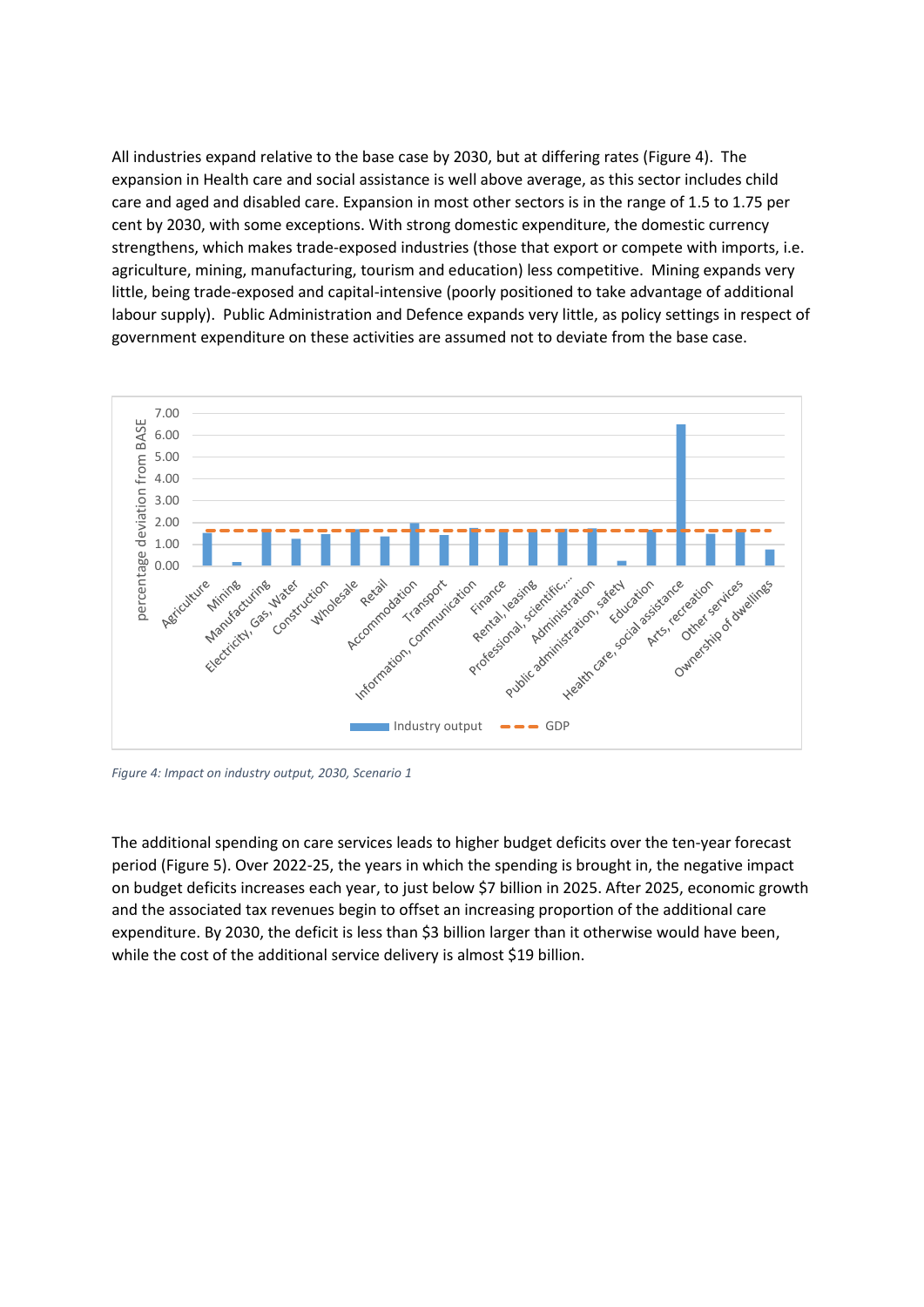All industries expand relative to the base case by 2030, but at differing rates (Figure 4). The expansion in Health care and social assistance is well above average, as this sector includes child care and aged and disabled care. Expansion in most other sectors is in the range of 1.5 to 1.75 per cent by 2030, with some exceptions. With strong domestic expenditure, the domestic currency strengthens, which makes trade-exposed industries (those that export or compete with imports, i.e. agriculture, mining, manufacturing, tourism and education) less competitive. Mining expands very little, being trade-exposed and capital-intensive (poorly positioned to take advantage of additional labour supply). Public Administration and Defence expands very little, as policy settings in respect of government expenditure on these activities are assumed not to deviate from the base case.

*Figure 4: Impact on industry output, 2030, Scenario 1*

The additional spending on care services leads to higher budget deficits over the ten-year forecast period (Figure 5). Over 2022-25, the years in which the spending is brought in, the negative impact on budget deficits increases each year, to just below \$7 billion in 2025. After 2025, economic growth and the associated tax revenues begin to offset an increasing proportion of the additional care expenditure. By 2030, the deficit is less than \$3 billion larger than it otherwise would have been, while the cost of the additional service delivery is almost \$19 billion.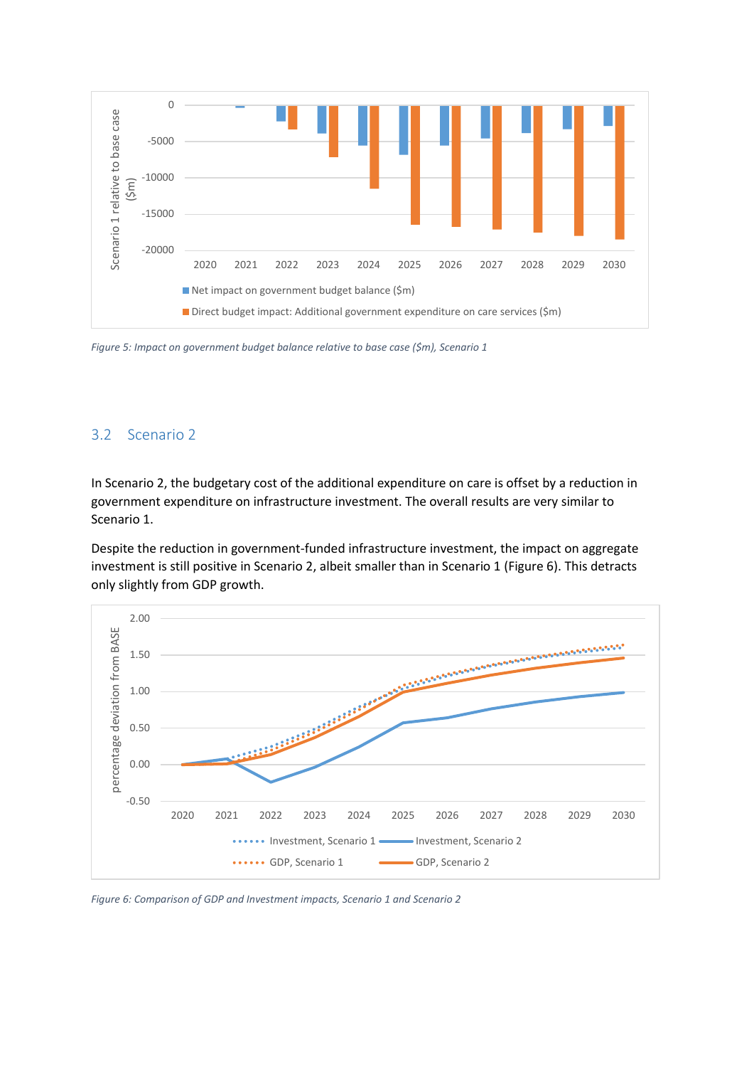*Figure 5: Impact on government budget balance relative to base case ($m), Scenario 1*

## 3.2 Scenario 2

In Scenario 2, the budgetary cost of the additional expenditure on care is offset by a reduction in government expenditure on infrastructure investment. The overall results are very similar to Scenario 1.

Despite the reduction in government-funded infrastructure investment, the impact on aggregate investment is still positive in Scenario 2, albeit smaller than in Scenario 1 (Figure 6). This detracts only slightly from GDP growth.

*Figure 6: Comparison of GDP and Investment impacts, Scenario 1 and Scenario 2*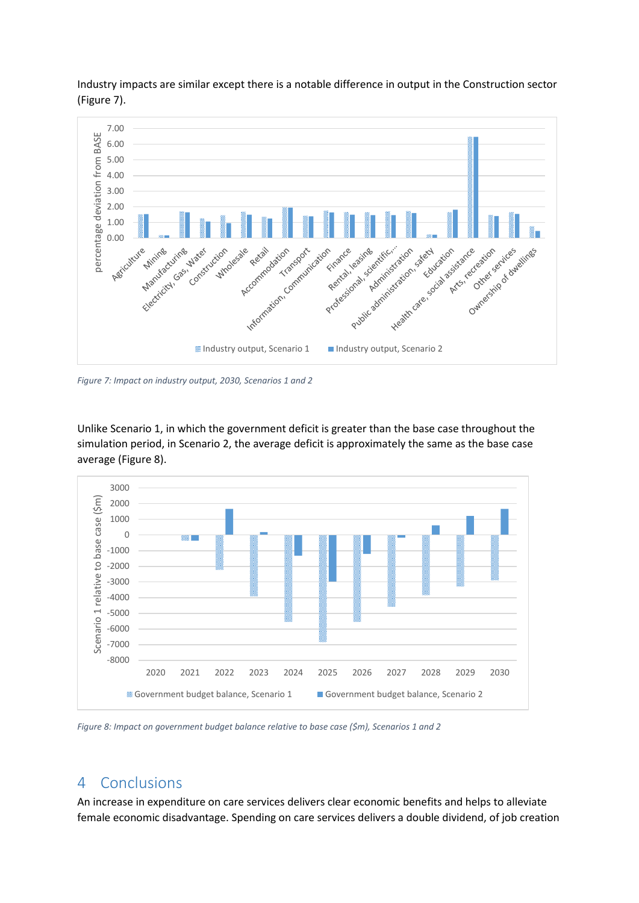Industry impacts are similar except there is a notable difference in output in the Construction sector (Figure 7).

*Figure 7: Impact on industry output, 2030, Scenarios 1 and 2*

Unlike Scenario 1, in which the government deficit is greater than the base case throughout the simulation period, in Scenario 2, the average deficit is approximately the same as the base case average (Figure 8).

*Figure 8: Impact on government budget balance relative to base case ($m), Scenarios 1 and 2*

## 4 Conclusions

An increase in expenditure on care services delivers clear economic benefits and helps to alleviate female economic disadvantage. Spending on care services delivers a double dividend, of job creation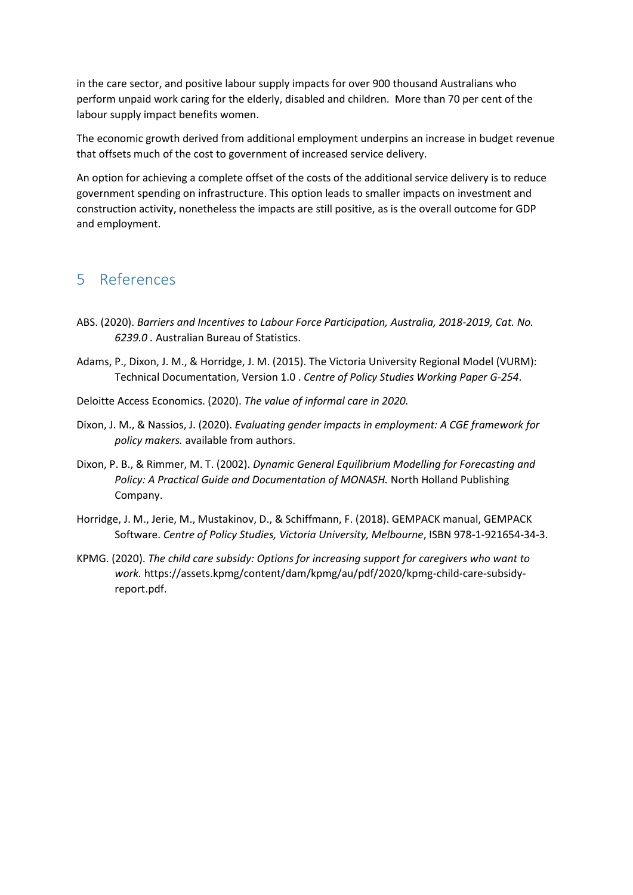in the care sector, and positive labour supply impacts for over 900 thousand Australians who perform unpaid work caring for the elderly, disabled and children. More than 70 per cent of the labour supply impact benefits women.

The economic growth derived from additional employment underpins an increase in budget revenue that offsets much of the cost to government of increased service delivery.

An option for achieving a complete offset of the costs of the additional service delivery is to reduce government spending on infrastructure. This option leads to smaller impacts on investment and construction activity, nonetheless the impacts are still positive, as is the overall outcome for GDP and employment.

# 5 References

ABS. (2020). *Barriers and Incentives to Labour Force Participation, Australia, 2018-2019, Cat. No. 6239.0* . Australian Bureau of Statistics.

Adams, P., Dixon, J. M., & Horridge, J. M. (2015). The Victoria University Regional Model (VURM): Technical Documentation, Version 1.0 . *Centre of Policy Studies Working Paper G-254*.

Deloitte Access Economics. (2020). *The value of informal care in 2020.*

Dixon, J. M., & Nassios, J. (2020). *Evaluating gender impacts in employment: A CGE framework for policy makers.* available from authors.

Dixon, P. B., & Rimmer, M. T. (2002). *Dynamic General Equilibrium Modelling for Forecasting and Policy: A Practical Guide and Documentation of MONASH.* North Holland Publishing Company.

Horridge, J. M., Jerie, M., Mustakinov, D., & Schiffmann, F. (2018). GEMPACK manual, GEMPACK Software. *Centre of Policy Studies, Victoria University, Melbourne*, ISBN 978-1-921654-34-3.

KPMG. (2020). *The child care subsidy: Options for increasing support for caregivers who want to work.* https://assets.kpmg/content/dam/kpmg/au/pdf/2020/kpmg-child-care-subsidy-report.pdf.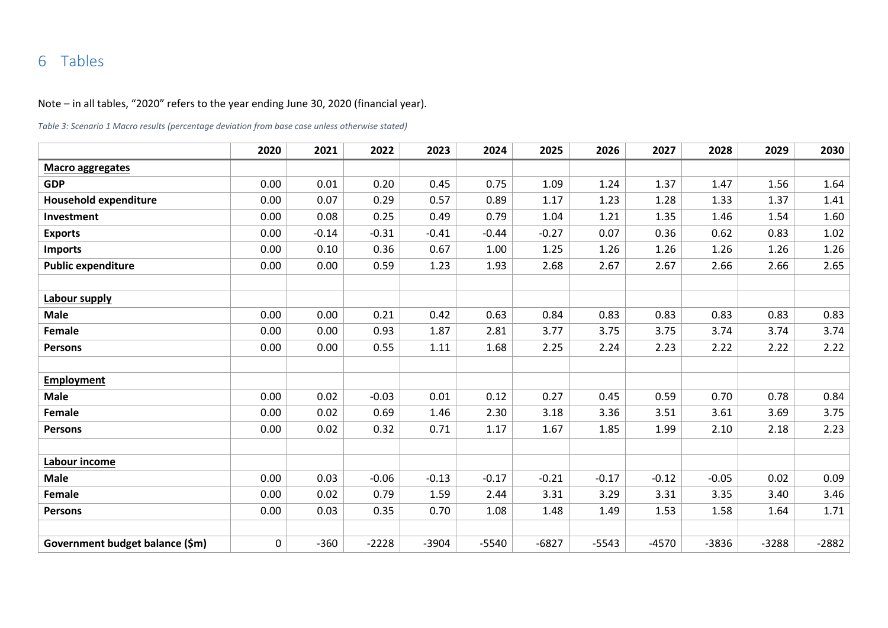# 6 Tables

Note – in all tables, "2020" refers to the year ending June 30, 2020 (financial year).

*Table 3: Scenario 1 Macro results (percentage deviation from base case unless otherwise stated)*

| | 2020 | 2021 | 2022 | 2023 | 2024 | 2025 | 2026 | 2027 | 2028 | 2029 | 2030 |
|---|---|---|---|---|---|---|---|---|---|---|---|
| **Macro aggregates** | | | | | | | | | | | |
| **GDP** | 0.00 | 0.01 | 0.20 | 0.45 | 0.75 | 1.09 | 1.24 | 1.37 | 1.47 | 1.56 | 1.64 |
| **Household expenditure** | 0.00 | 0.07 | 0.29 | 0.57 | 0.89 | 1.17 | 1.23 | 1.28 | 1.33 | 1.37 | 1.41 |
| **Investment** | 0.00 | 0.08 | 0.25 | 0.49 | 0.79 | 1.04 | 1.21 | 1.35 | 1.46 | 1.54 | 1.60 |
| **Exports** | 0.00 | -0.14 | -0.31 | -0.41 | -0.44 | -0.27 | 0.07 | 0.36 | 0.62 | 0.83 | 1.02 |
| **Imports** | 0.00 | 0.10 | 0.36 | 0.67 | 1.00 | 1.25 | 1.26 | 1.26 | 1.26 | 1.26 | 1.26 |
| **Public expenditure** | 0.00 | 0.00 | 0.59 | 1.23 | 1.93 | 2.68 | 2.67 | 2.67 | 2.66 | 2.66 | 2.65 |
| | | | | | | | | | | | |
| **Labour supply** | | | | | | | | | | | |
| **Male** | 0.00 | 0.00 | 0.21 | 0.42 | 0.63 | 0.84 | 0.83 | 0.83 | 0.83 | 0.83 | 0.83 |
| **Female** | 0.00 | 0.00 | 0.93 | 1.87 | 2.81 | 3.77 | 3.75 | 3.75 | 3.74 | 3.74 | 3.74 |
| **Persons** | 0.00 | 0.00 | 0.55 | 1.11 | 1.68 | 2.25 | 2.24 | 2.23 | 2.22 | 2.22 | 2.22 |
| | | | | | | | | | | | |
| **Employment** | | | | | | | | | | | |
| **Male** | 0.00 | 0.02 | -0.03 | 0.01 | 0.12 | 0.27 | 0.45 | 0.59 | 0.70 | 0.78 | 0.84 |
| **Female** | 0.00 | 0.02 | 0.69 | 1.46 | 2.30 | 3.18 | 3.36 | 3.51 | 3.61 | 3.69 | 3.75 |
| **Persons** | 0.00 | 0.02 | 0.32 | 0.71 | 1.17 | 1.67 | 1.85 | 1.99 | 2.10 | 2.18 | 2.23 |
| | | | | | | | | | | | |
| **Labour income** | | | | | | | | | | | |
| **Male** | 0.00 | 0.03 | -0.06 | -0.13 | -0.17 | -0.21 | -0.17 | -0.12 | -0.05 | 0.02 | 0.09 |
| **Female** | 0.00 | 0.02 | 0.79 | 1.59 | 2.44 | 3.31 | 3.29 | 3.31 | 3.35 | 3.40 | 3.46 |
| **Persons** | 0.00 | 0.03 | 0.35 | 0.70 | 1.08 | 1.48 | 1.49 | 1.53 | 1.58 | 1.64 | 1.71 |
| | | | | | | | | | | | |
| **Government budget balance ($m)** | 0 | -360 | -2228 | -3904 | -5540 | -6827 | -5543 | -4570 | -3836 | -3288 | -2882 |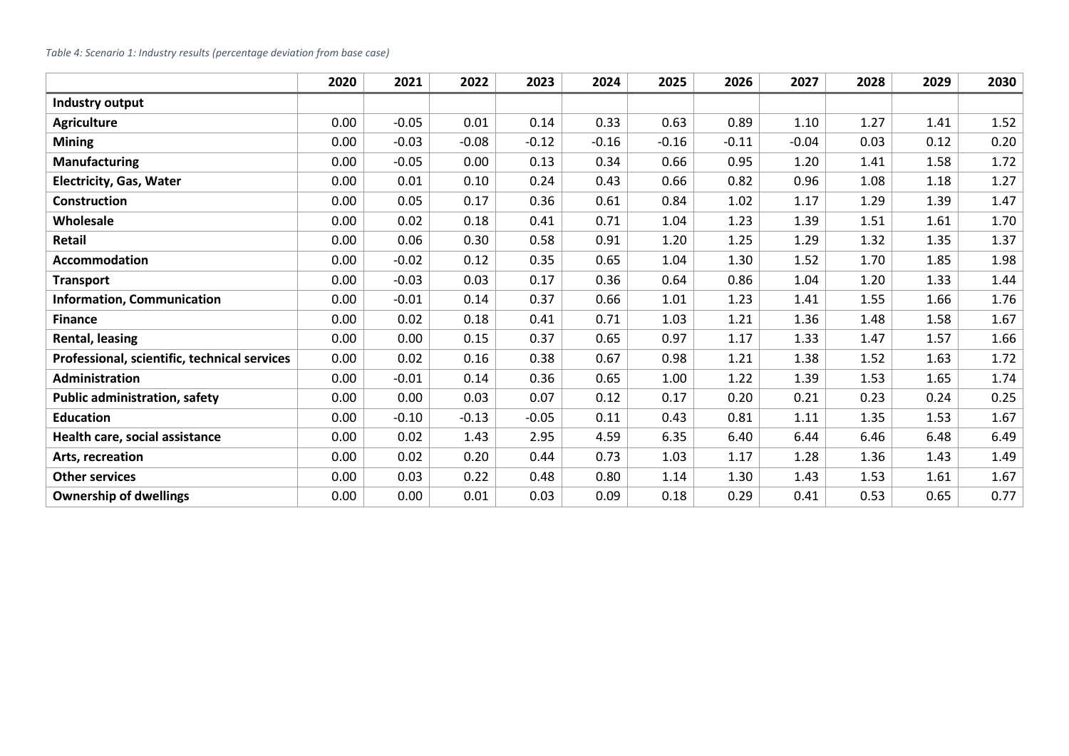*Table 4: Scenario 1: Industry results (percentage deviation from base case)*

| | 2020 | 2021 | 2022 | 2023 | 2024 | 2025 | 2026 | 2027 | 2028 | 2029 | 2030 |
|---|---|---|---|---|---|---|---|---|---|---|---|
| **Industry output** | | | | | | | | | | | |
| **Agriculture** | 0.00 | -0.05 | 0.01 | 0.14 | 0.33 | 0.63 | 0.89 | 1.10 | 1.27 | 1.41 | 1.52 |
| **Mining** | 0.00 | -0.03 | -0.08 | -0.12 | -0.16 | -0.16 | -0.11 | -0.04 | 0.03 | 0.12 | 0.20 |
| **Manufacturing** | 0.00 | -0.05 | 0.00 | 0.13 | 0.34 | 0.66 | 0.95 | 1.20 | 1.41 | 1.58 | 1.72 |
| **Electricity, Gas, Water** | 0.00 | 0.01 | 0.10 | 0.24 | 0.43 | 0.66 | 0.82 | 0.96 | 1.08 | 1.18 | 1.27 |
| **Construction** | 0.00 | 0.05 | 0.17 | 0.36 | 0.61 | 0.84 | 1.02 | 1.17 | 1.29 | 1.39 | 1.47 |
| **Wholesale** | 0.00 | 0.02 | 0.18 | 0.41 | 0.71 | 1.04 | 1.23 | 1.39 | 1.51 | 1.61 | 1.70 |
| **Retail** | 0.00 | 0.06 | 0.30 | 0.58 | 0.91 | 1.20 | 1.25 | 1.29 | 1.32 | 1.35 | 1.37 |
| **Accommodation** | 0.00 | -0.02 | 0.12 | 0.35 | 0.65 | 1.04 | 1.30 | 1.52 | 1.70 | 1.85 | 1.98 |
| **Transport** | 0.00 | -0.03 | 0.03 | 0.17 | 0.36 | 0.64 | 0.86 | 1.04 | 1.20 | 1.33 | 1.44 |
| **Information, Communication** | 0.00 | -0.01 | 0.14 | 0.37 | 0.66 | 1.01 | 1.23 | 1.41 | 1.55 | 1.66 | 1.76 |
| **Finance** | 0.00 | 0.02 | 0.18 | 0.41 | 0.71 | 1.03 | 1.21 | 1.36 | 1.48 | 1.58 | 1.67 |
| **Rental, leasing** | 0.00 | 0.00 | 0.15 | 0.37 | 0.65 | 0.97 | 1.17 | 1.33 | 1.47 | 1.57 | 1.66 |
| **Professional, scientific, technical services** | 0.00 | 0.02 | 0.16 | 0.38 | 0.67 | 0.98 | 1.21 | 1.38 | 1.52 | 1.63 | 1.72 |
| **Administration** | 0.00 | -0.01 | 0.14 | 0.36 | 0.65 | 1.00 | 1.22 | 1.39 | 1.53 | 1.65 | 1.74 |
| **Public administration, safety** | 0.00 | 0.00 | 0.03 | 0.07 | 0.12 | 0.17 | 0.20 | 0.21 | 0.23 | 0.24 | 0.25 |
| **Education** | 0.00 | -0.10 | -0.13 | -0.05 | 0.11 | 0.43 | 0.81 | 1.11 | 1.35 | 1.53 | 1.67 |
| **Health care, social assistance** | 0.00 | 0.02 | 1.43 | 2.95 | 4.59 | 6.35 | 6.40 | 6.44 | 6.46 | 6.48 | 6.49 |
| **Arts, recreation** | 0.00 | 0.02 | 0.20 | 0.44 | 0.73 | 1.03 | 1.17 | 1.28 | 1.36 | 1.43 | 1.49 |
| **Other services** | 0.00 | 0.03 | 0.22 | 0.48 | 0.80 | 1.14 | 1.30 | 1.43 | 1.53 | 1.61 | 1.67 |
| **Ownership of dwellings** | 0.00 | 0.00 | 0.01 | 0.03 | 0.09 | 0.18 | 0.29 | 0.41 | 0.53 | 0.65 | 0.77 |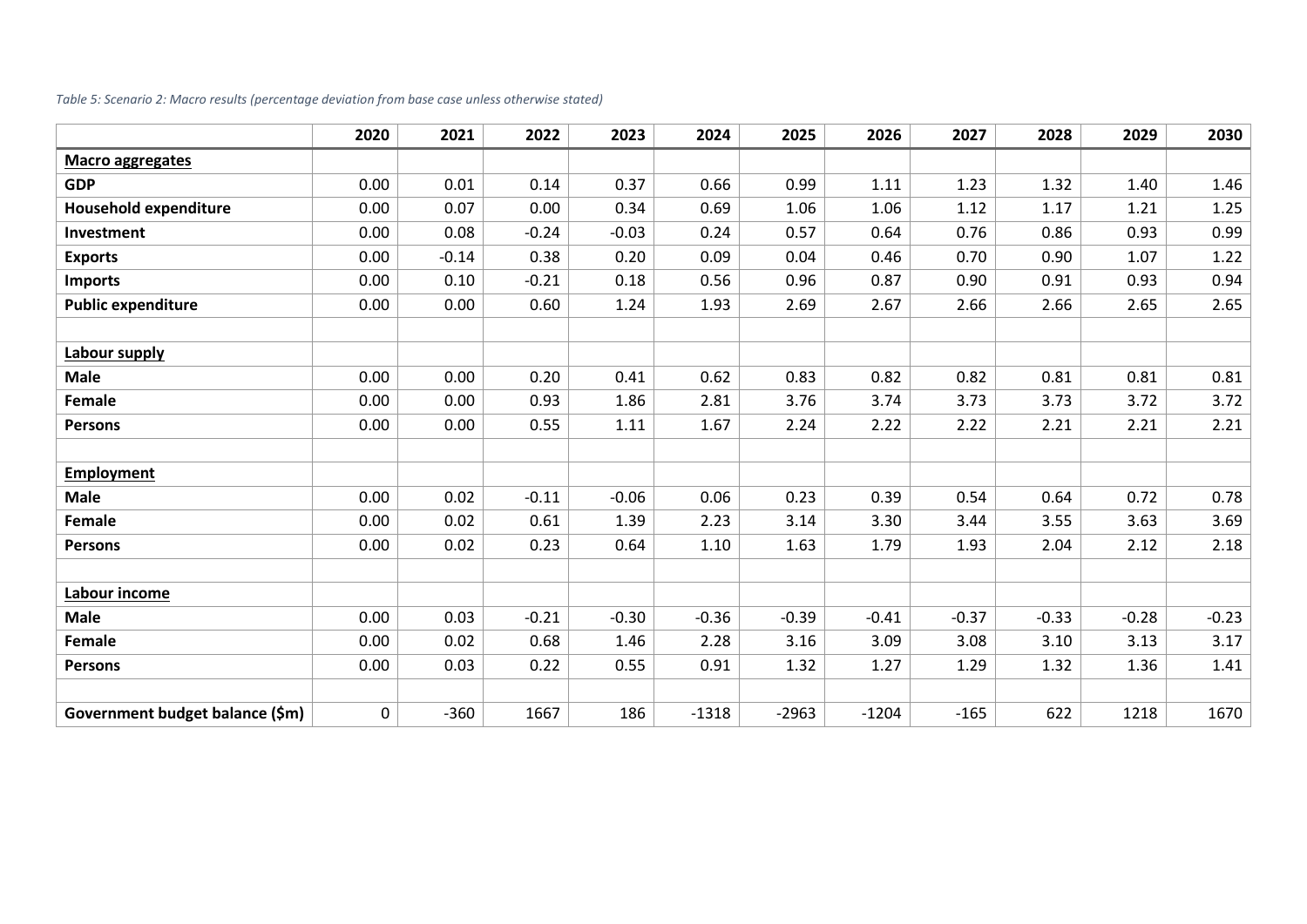*Table 5: Scenario 2: Macro results (percentage deviation from base case unless otherwise stated)*

| | 2020 | 2021 | 2022 | 2023 | 2024 | 2025 | 2026 | 2027 | 2028 | 2029 | 2030 |
|---|---|---|---|---|---|---|---|---|---|---|---|
| **Macro aggregates** | | | | | | | | | | | |
| **GDP** | 0.00 | 0.01 | 0.14 | 0.37 | 0.66 | 0.99 | 1.11 | 1.23 | 1.32 | 1.40 | 1.46 |
| **Household expenditure** | 0.00 | 0.07 | 0.00 | 0.34 | 0.69 | 1.06 | 1.06 | 1.12 | 1.17 | 1.21 | 1.25 |
| **Investment** | 0.00 | 0.08 | -0.24 | -0.03 | 0.24 | 0.57 | 0.64 | 0.76 | 0.86 | 0.93 | 0.99 |
| **Exports** | 0.00 | -0.14 | 0.38 | 0.20 | 0.09 | 0.04 | 0.46 | 0.70 | 0.90 | 1.07 | 1.22 |
| **Imports** | 0.00 | 0.10 | -0.21 | 0.18 | 0.56 | 0.96 | 0.87 | 0.90 | 0.91 | 0.93 | 0.94 |
| **Public expenditure** | 0.00 | 0.00 | 0.60 | 1.24 | 1.93 | 2.69 | 2.67 | 2.66 | 2.66 | 2.65 | 2.65 |
| | | | | | | | | | | | |
| **Labour supply** | | | | | | | | | | | |
| **Male** | 0.00 | 0.00 | 0.20 | 0.41 | 0.62 | 0.83 | 0.82 | 0.82 | 0.81 | 0.81 | 0.81 |
| **Female** | 0.00 | 0.00 | 0.93 | 1.86 | 2.81 | 3.76 | 3.74 | 3.73 | 3.73 | 3.72 | 3.72 |
| **Persons** | 0.00 | 0.00 | 0.55 | 1.11 | 1.67 | 2.24 | 2.22 | 2.22 | 2.21 | 2.21 | 2.21 |
| | | | | | | | | | | | |
| **Employment** | | | | | | | | | | | |
| **Male** | 0.00 | 0.02 | -0.11 | -0.06 | 0.06 | 0.23 | 0.39 | 0.54 | 0.64 | 0.72 | 0.78 |
| **Female** | 0.00 | 0.02 | 0.61 | 1.39 | 2.23 | 3.14 | 3.30 | 3.44 | 3.55 | 3.63 | 3.69 |
| **Persons** | 0.00 | 0.02 | 0.23 | 0.64 | 1.10 | 1.63 | 1.79 | 1.93 | 2.04 | 2.12 | 2.18 |
| | | | | | | | | | | | |
| **Labour income** | | | | | | | | | | | |
| **Male** | 0.00 | 0.03 | -0.21 | -0.30 | -0.36 | -0.39 | -0.41 | -0.37 | -0.33 | -0.28 | -0.23 |
| **Female** | 0.00 | 0.02 | 0.68 | 1.46 | 2.28 | 3.16 | 3.09 | 3.08 | 3.10 | 3.13 | 3.17 |
| **Persons** | 0.00 | 0.03 | 0.22 | 0.55 | 0.91 | 1.32 | 1.27 | 1.29 | 1.32 | 1.36 | 1.41 |
| | | | | | | | | | | | |
| **Government budget balance ($m)** | 0 | -360 | 1667 | 186 | -1318 | -2963 | -1204 | -165 | 622 | 1218 | 1670 |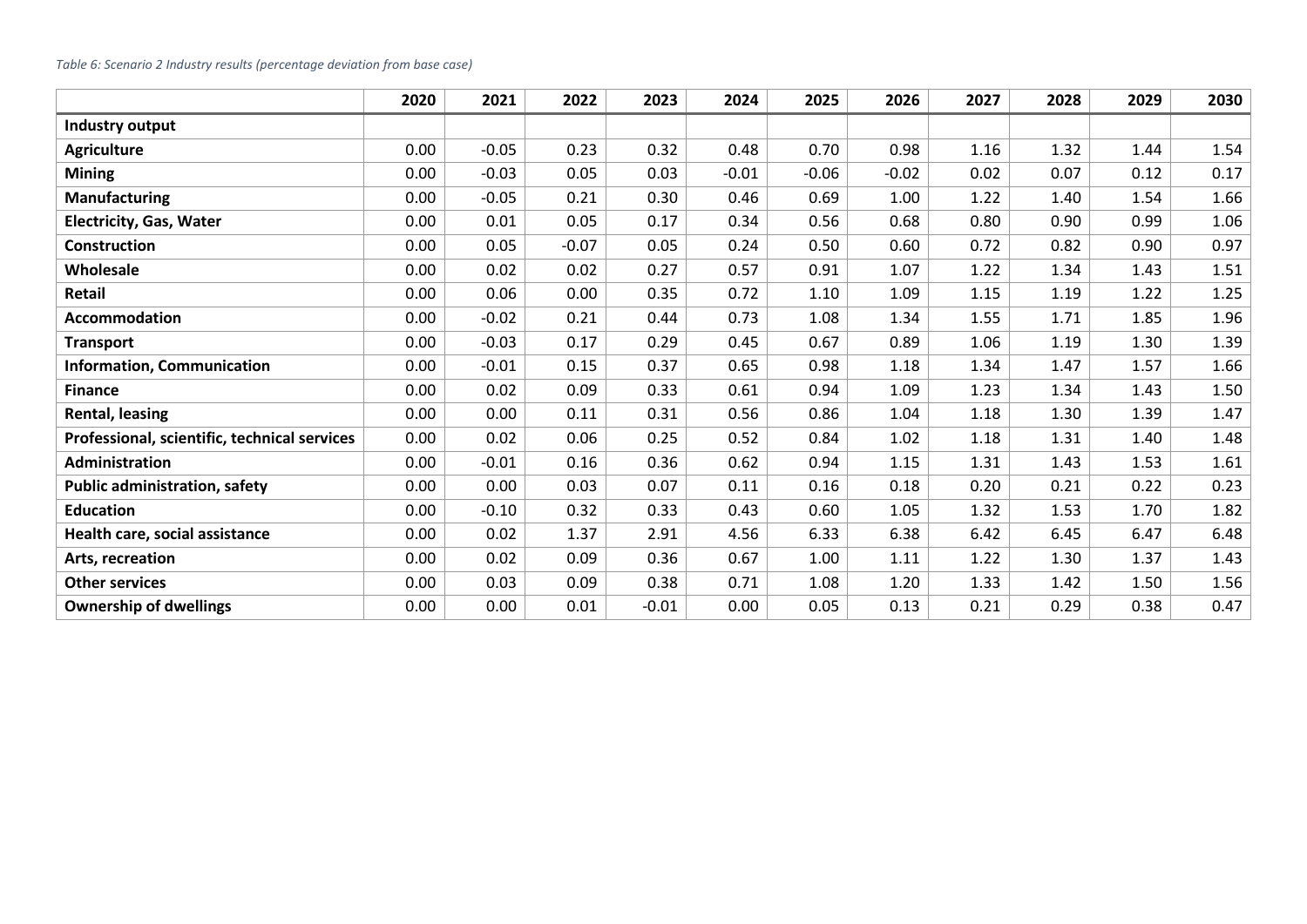*Table 6: Scenario 2 Industry results (percentage deviation from base case)*

| | 2020 | 2021 | 2022 | 2023 | 2024 | 2025 | 2026 | 2027 | 2028 | 2029 | 2030 |
|---|---|---|---|---|---|---|---|---|---|---|---|
| **Industry output** | | | | | | | | | | | |
| **Agriculture** | 0.00 | -0.05 | 0.23 | 0.32 | 0.48 | 0.70 | 0.98 | 1.16 | 1.32 | 1.44 | 1.54 |
| **Mining** | 0.00 | -0.03 | 0.05 | 0.03 | -0.01 | -0.06 | -0.02 | 0.02 | 0.07 | 0.12 | 0.17 |
| **Manufacturing** | 0.00 | -0.05 | 0.21 | 0.30 | 0.46 | 0.69 | 1.00 | 1.22 | 1.40 | 1.54 | 1.66 |
| **Electricity, Gas, Water** | 0.00 | 0.01 | 0.05 | 0.17 | 0.34 | 0.56 | 0.68 | 0.80 | 0.90 | 0.99 | 1.06 |
| **Construction** | 0.00 | 0.05 | -0.07 | 0.05 | 0.24 | 0.50 | 0.60 | 0.72 | 0.82 | 0.90 | 0.97 |
| **Wholesale** | 0.00 | 0.02 | 0.02 | 0.27 | 0.57 | 0.91 | 1.07 | 1.22 | 1.34 | 1.43 | 1.51 |
| **Retail** | 0.00 | 0.06 | 0.00 | 0.35 | 0.72 | 1.10 | 1.09 | 1.15 | 1.19 | 1.22 | 1.25 |
| **Accommodation** | 0.00 | -0.02 | 0.21 | 0.44 | 0.73 | 1.08 | 1.34 | 1.55 | 1.71 | 1.85 | 1.96 |
| **Transport** | 0.00 | -0.03 | 0.17 | 0.29 | 0.45 | 0.67 | 0.89 | 1.06 | 1.19 | 1.30 | 1.39 |
| **Information, Communication** | 0.00 | -0.01 | 0.15 | 0.37 | 0.65 | 0.98 | 1.18 | 1.34 | 1.47 | 1.57 | 1.66 |
| **Finance** | 0.00 | 0.02 | 0.09 | 0.33 | 0.61 | 0.94 | 1.09 | 1.23 | 1.34 | 1.43 | 1.50 |
| **Rental, leasing** | 0.00 | 0.00 | 0.11 | 0.31 | 0.56 | 0.86 | 1.04 | 1.18 | 1.30 | 1.39 | 1.47 |
| **Professional, scientific, technical services** | 0.00 | 0.02 | 0.06 | 0.25 | 0.52 | 0.84 | 1.02 | 1.18 | 1.31 | 1.40 | 1.48 |
| **Administration** | 0.00 | -0.01 | 0.16 | 0.36 | 0.62 | 0.94 | 1.15 | 1.31 | 1.43 | 1.53 | 1.61 |
| **Public administration, safety** | 0.00 | 0.00 | 0.03 | 0.07 | 0.11 | 0.16 | 0.18 | 0.20 | 0.21 | 0.22 | 0.23 |
| **Education** | 0.00 | -0.10 | 0.32 | 0.33 | 0.43 | 0.60 | 1.05 | 1.32 | 1.53 | 1.70 | 1.82 |
| **Health care, social assistance** | 0.00 | 0.02 | 1.37 | 2.91 | 4.56 | 6.33 | 6.38 | 6.42 | 6.45 | 6.47 | 6.48 |
| **Arts, recreation** | 0.00 | 0.02 | 0.09 | 0.36 | 0.67 | 1.00 | 1.11 | 1.22 | 1.30 | 1.37 | 1.43 |
| **Other services** | 0.00 | 0.03 | 0.09 | 0.38 | 0.71 | 1.08 | 1.20 | 1.33 | 1.42 | 1.50 | 1.56 |
| **Ownership of dwellings** | 0.00 | 0.00 | 0.01 | -0.01 | 0.00 | 0.05 | 0.13 | 0.21 | 0.29 | 0.38 | 0.47 |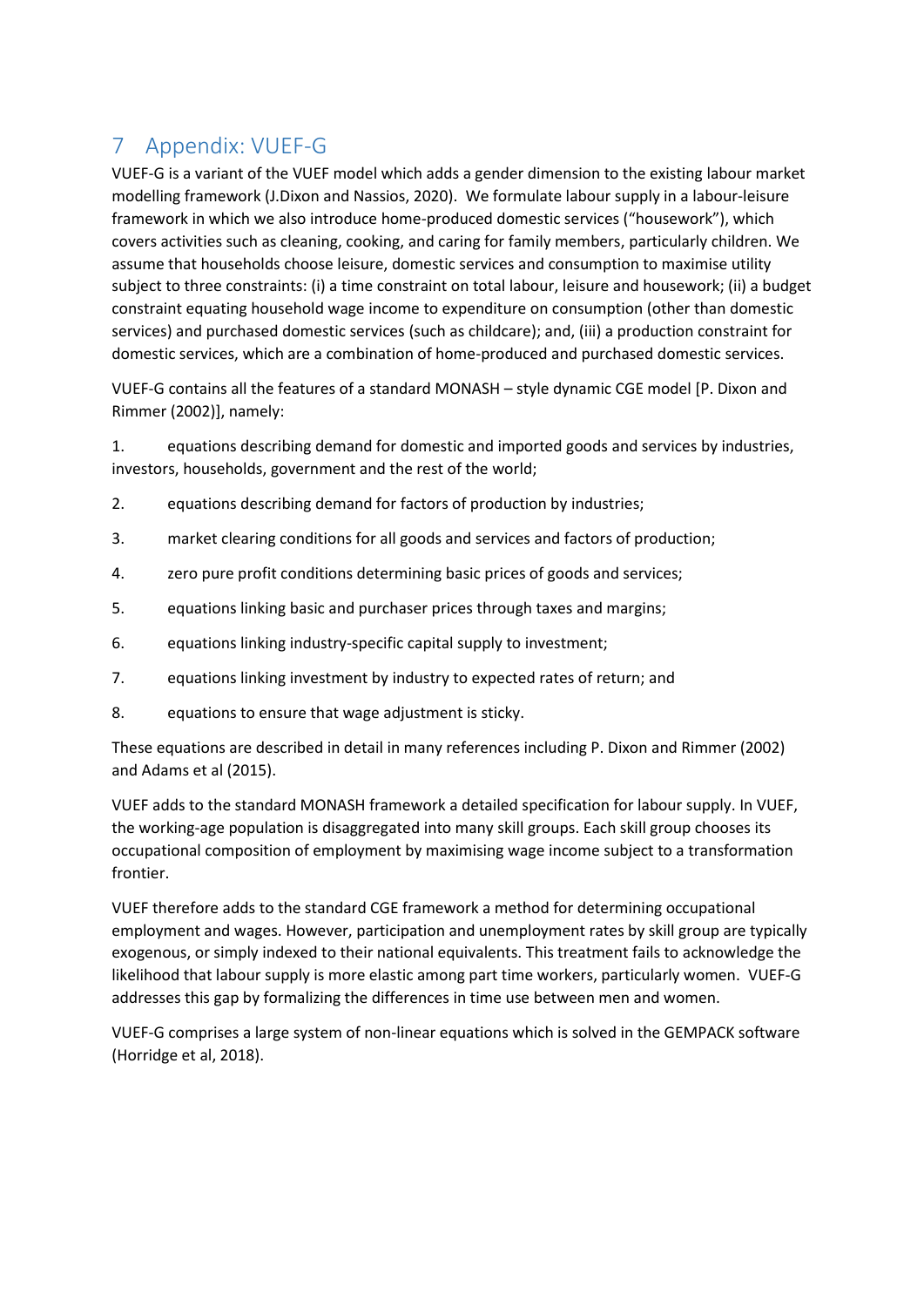# 7 Appendix: VUEF-G

VUEF-G is a variant of the VUEF model which adds a gender dimension to the existing labour market modelling framework (J.Dixon and Nassios, 2020). We formulate labour supply in a labour-leisure framework in which we also introduce home-produced domestic services ("housework"), which covers activities such as cleaning, cooking, and caring for family members, particularly children. We assume that households choose leisure, domestic services and consumption to maximise utility subject to three constraints: (i) a time constraint on total labour, leisure and housework; (ii) a budget constraint equating household wage income to expenditure on consumption (other than domestic services) and purchased domestic services (such as childcare); and, (iii) a production constraint for domestic services, which are a combination of home-produced and purchased domestic services.

VUEF-G contains all the features of a standard MONASH – style dynamic CGE model [P. Dixon and Rimmer (2002)], namely:

1. equations describing demand for domestic and imported goods and services by industries, investors, households, government and the rest of the world;
2. equations describing demand for factors of production by industries;
3. market clearing conditions for all goods and services and factors of production;
4. zero pure profit conditions determining basic prices of goods and services;
5. equations linking basic and purchaser prices through taxes and margins;
6. equations linking industry-specific capital supply to investment;
7. equations linking investment by industry to expected rates of return; and
8. equations to ensure that wage adjustment is sticky.

These equations are described in detail in many references including P. Dixon and Rimmer (2002) and Adams et al (2015).

VUEF adds to the standard MONASH framework a detailed specification for labour supply. In VUEF, the working-age population is disaggregated into many skill groups. Each skill group chooses its occupational composition of employment by maximising wage income subject to a transformation frontier.

VUEF therefore adds to the standard CGE framework a method for determining occupational employment and wages. However, participation and unemployment rates by skill group are typically exogenous, or simply indexed to their national equivalents. This treatment fails to acknowledge the likelihood that labour supply is more elastic among part time workers, particularly women. VUEF-G addresses this gap by formalizing the differences in time use between men and women.

VUEF-G comprises a large system of non-linear equations which is solved in the GEMPACK software (Horridge et al, 2018).